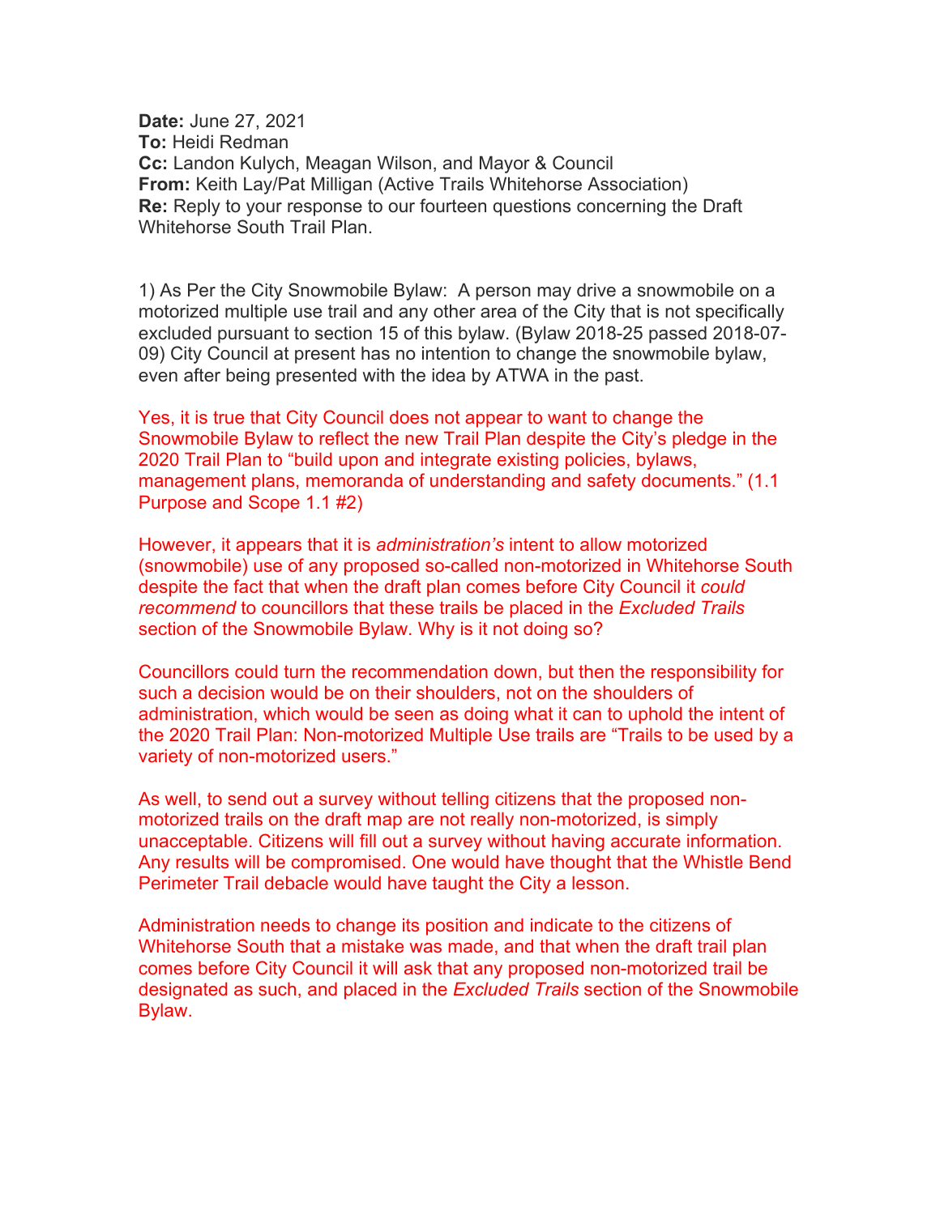**Date:** June 27, 2021
**To:** Heidi Redman
**Cc:** Landon Kulych, Meagan Wilson, and Mayor & Council
**From:** Keith Lay/Pat Milligan (Active Trails Whitehorse Association)
**Re:** Reply to your response to our fourteen questions concerning the Draft Whitehorse South Trail Plan.

1) As Per the City Snowmobile Bylaw: A person may drive a snowmobile on a motorized multiple use trail and any other area of the City that is not specifically excluded pursuant to section 15 of this bylaw. (Bylaw 2018-25 passed 2018-07-09) City Council at present has no intention to change the snowmobile bylaw, even after being presented with the idea by ATWA in the past.

Yes, it is true that City Council does not appear to want to change the Snowmobile Bylaw to reflect the new Trail Plan despite the City's pledge in the 2020 Trail Plan to "build upon and integrate existing policies, bylaws, management plans, memoranda of understanding and safety documents." (1.1 Purpose and Scope 1.1 #2)

However, it appears that it is *administration's* intent to allow motorized (snowmobile) use of any proposed so-called non-motorized in Whitehorse South despite the fact that when the draft plan comes before City Council it *could recommend* to councillors that these trails be placed in the *Excluded Trails* section of the Snowmobile Bylaw. Why is it not doing so?

Councillors could turn the recommendation down, but then the responsibility for such a decision would be on their shoulders, not on the shoulders of administration, which would be seen as doing what it can to uphold the intent of the 2020 Trail Plan: Non-motorized Multiple Use trails are "Trails to be used by a variety of non-motorized users."

As well, to send out a survey without telling citizens that the proposed non-motorized trails on the draft map are not really non-motorized, is simply unacceptable. Citizens will fill out a survey without having accurate information. Any results will be compromised. One would have thought that the Whistle Bend Perimeter Trail debacle would have taught the City a lesson.

Administration needs to change its position and indicate to the citizens of Whitehorse South that a mistake was made, and that when the draft trail plan comes before City Council it will ask that any proposed non-motorized trail be designated as such, and placed in the *Excluded Trails* section of the Snowmobile Bylaw.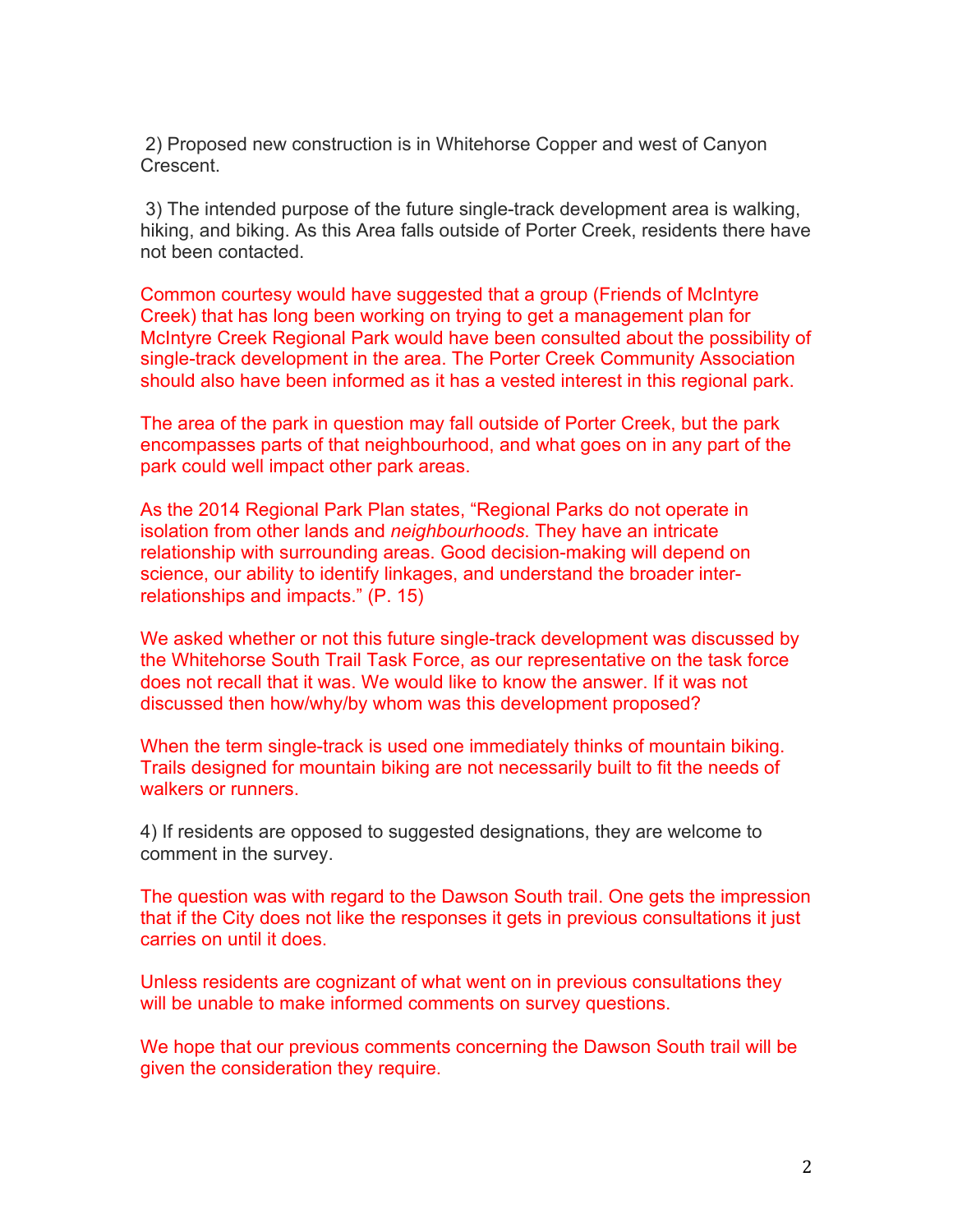2) Proposed new construction is in Whitehorse Copper and west of Canyon Crescent.

3) The intended purpose of the future single-track development area is walking, hiking, and biking. As this Area falls outside of Porter Creek, residents there have not been contacted.

Common courtesy would have suggested that a group (Friends of McIntyre Creek) that has long been working on trying to get a management plan for McIntyre Creek Regional Park would have been consulted about the possibility of single-track development in the area. The Porter Creek Community Association should also have been informed as it has a vested interest in this regional park.

The area of the park in question may fall outside of Porter Creek, but the park encompasses parts of that neighbourhood, and what goes on in any part of the park could well impact other park areas.

As the 2014 Regional Park Plan states, "Regional Parks do not operate in isolation from other lands and *neighbourhoods*. They have an intricate relationship with surrounding areas. Good decision-making will depend on science, our ability to identify linkages, and understand the broader inter-relationships and impacts." (P. 15)

We asked whether or not this future single-track development was discussed by the Whitehorse South Trail Task Force, as our representative on the task force does not recall that it was. We would like to know the answer. If it was not discussed then how/why/by whom was this development proposed?

When the term single-track is used one immediately thinks of mountain biking. Trails designed for mountain biking are not necessarily built to fit the needs of walkers or runners.

4) If residents are opposed to suggested designations, they are welcome to comment in the survey.

The question was with regard to the Dawson South trail. One gets the impression that if the City does not like the responses it gets in previous consultations it just carries on until it does.

Unless residents are cognizant of what went on in previous consultations they will be unable to make informed comments on survey questions.

We hope that our previous comments concerning the Dawson South trail will be given the consideration they require.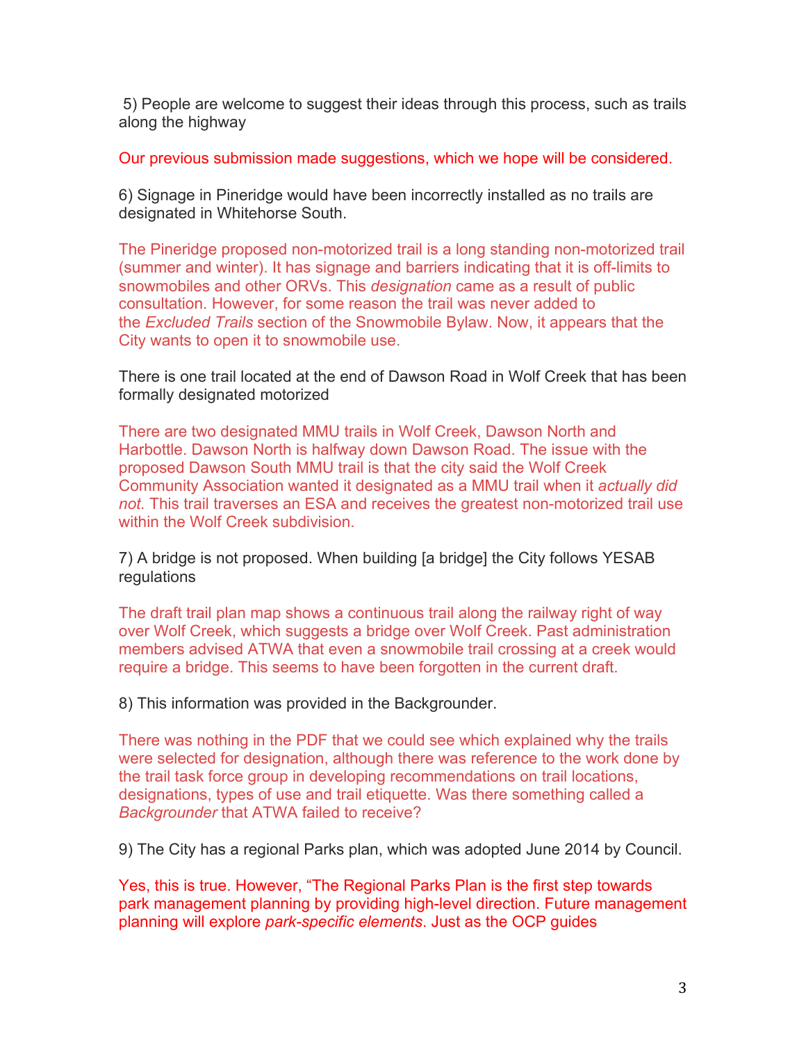5) People are welcome to suggest their ideas through this process, such as trails along the highway

Our previous submission made suggestions, which we hope will be considered.

6) Signage in Pineridge would have been incorrectly installed as no trails are designated in Whitehorse South.

The Pineridge proposed non-motorized trail is a long standing non-motorized trail (summer and winter). It has signage and barriers indicating that it is off-limits to snowmobiles and other ORVs. This *designation* came as a result of public consultation. However, for some reason the trail was never added to the *Excluded Trails* section of the Snowmobile Bylaw. Now, it appears that the City wants to open it to snowmobile use.

There is one trail located at the end of Dawson Road in Wolf Creek that has been formally designated motorized

There are two designated MMU trails in Wolf Creek, Dawson North and Harbottle. Dawson North is halfway down Dawson Road. The issue with the proposed Dawson South MMU trail is that the city said the Wolf Creek Community Association wanted it designated as a MMU trail when it *actually did not*. This trail traverses an ESA and receives the greatest non-motorized trail use within the Wolf Creek subdivision.

7) A bridge is not proposed. When building [a bridge] the City follows YESAB regulations

The draft trail plan map shows a continuous trail along the railway right of way over Wolf Creek, which suggests a bridge over Wolf Creek. Past administration members advised ATWA that even a snowmobile trail crossing at a creek would require a bridge. This seems to have been forgotten in the current draft.

8) This information was provided in the Backgrounder.

There was nothing in the PDF that we could see which explained why the trails were selected for designation, although there was reference to the work done by the trail task force group in developing recommendations on trail locations, designations, types of use and trail etiquette. Was there something called a *Backgrounder* that ATWA failed to receive?

9) The City has a regional Parks plan, which was adopted June 2014 by Council.

Yes, this is true. However, "The Regional Parks Plan is the first step towards park management planning by providing high-level direction. Future management planning will explore *park-specific elements*. Just as the OCP guides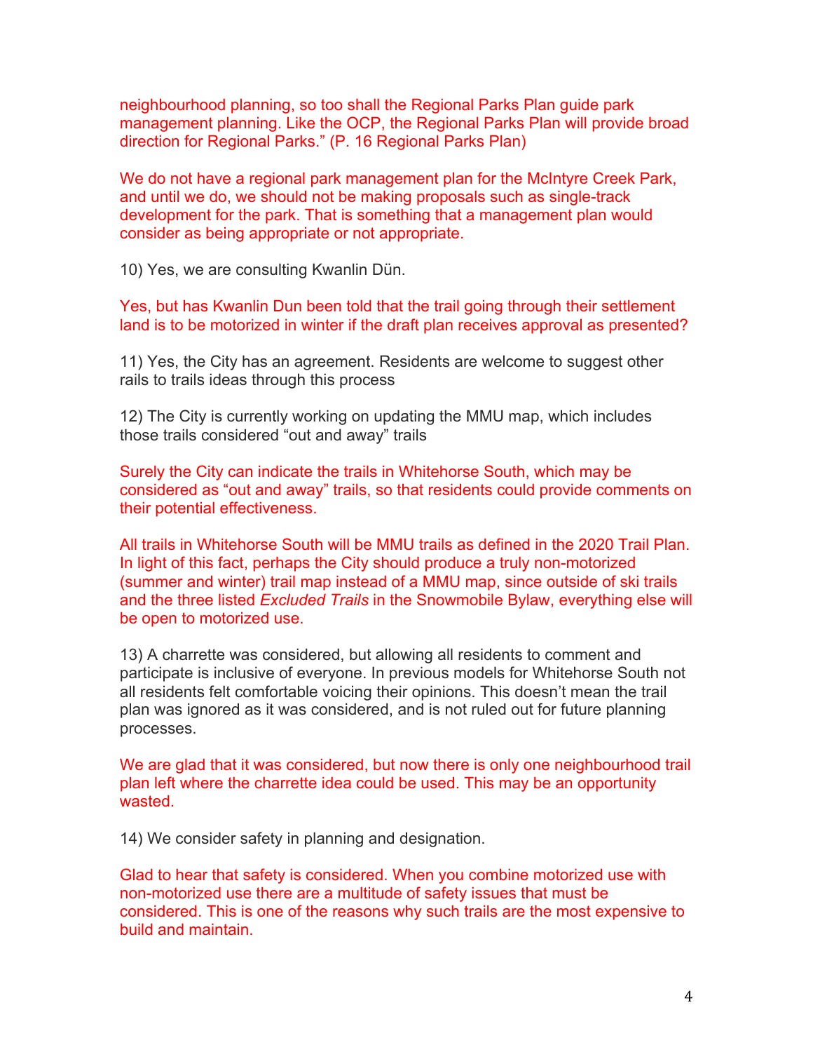neighbourhood planning, so too shall the Regional Parks Plan guide park management planning. Like the OCP, the Regional Parks Plan will provide broad direction for Regional Parks." (P. 16 Regional Parks Plan)

We do not have a regional park management plan for the McIntyre Creek Park, and until we do, we should not be making proposals such as single-track development for the park. That is something that a management plan would consider as being appropriate or not appropriate.

10) Yes, we are consulting Kwanlin Dün.

Yes, but has Kwanlin Dun been told that the trail going through their settlement land is to be motorized in winter if the draft plan receives approval as presented?

11) Yes, the City has an agreement. Residents are welcome to suggest other rails to trails ideas through this process

12) The City is currently working on updating the MMU map, which includes those trails considered "out and away" trails

Surely the City can indicate the trails in Whitehorse South, which may be considered as "out and away" trails, so that residents could provide comments on their potential effectiveness.

All trails in Whitehorse South will be MMU trails as defined in the 2020 Trail Plan. In light of this fact, perhaps the City should produce a truly non-motorized (summer and winter) trail map instead of a MMU map, since outside of ski trails and the three listed *Excluded Trails* in the Snowmobile Bylaw, everything else will be open to motorized use.

13) A charrette was considered, but allowing all residents to comment and participate is inclusive of everyone. In previous models for Whitehorse South not all residents felt comfortable voicing their opinions. This doesn't mean the trail plan was ignored as it was considered, and is not ruled out for future planning processes.

We are glad that it was considered, but now there is only one neighbourhood trail plan left where the charrette idea could be used. This may be an opportunity wasted.

14) We consider safety in planning and designation.

Glad to hear that safety is considered. When you combine motorized use with non-motorized use there are a multitude of safety issues that must be considered. This is one of the reasons why such trails are the most expensive to build and maintain.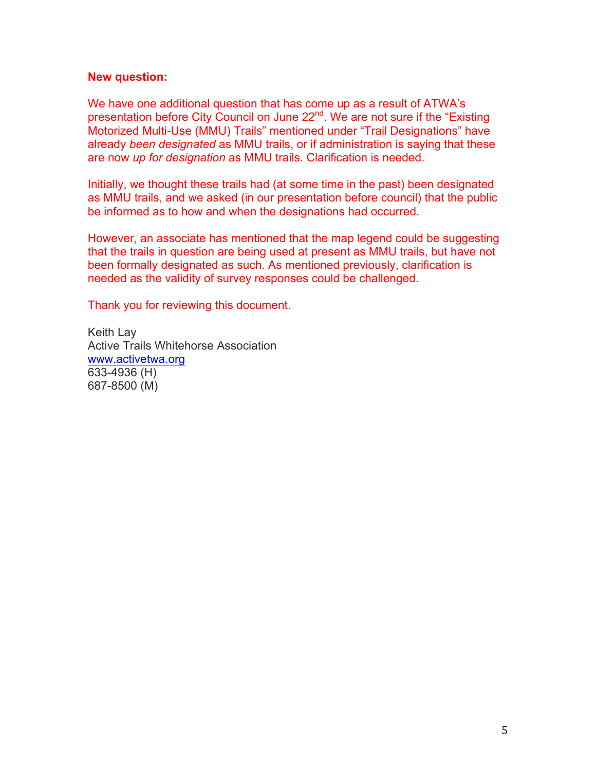**New question:**

We have one additional question that has come up as a result of ATWA's presentation before City Council on June 22nd. We are not sure if the "Existing Motorized Multi-Use (MMU) Trails" mentioned under "Trail Designations" have already *been designated* as MMU trails, or if administration is saying that these are now *up for designation* as MMU trails. Clarification is needed.

Initially, we thought these trails had (at some time in the past) been designated as MMU trails, and we asked (in our presentation before council) that the public be informed as to how and when the designations had occurred.

However, an associate has mentioned that the map legend could be suggesting that the trails in question are being used at present as MMU trails, but have not been formally designated as such. As mentioned previously, clarification is needed as the validity of survey responses could be challenged.

Thank you for reviewing this document.

Keith Lay
Active Trails Whitehorse Association
www.activetwa.org
633-4936 (H)
687-8500 (M)